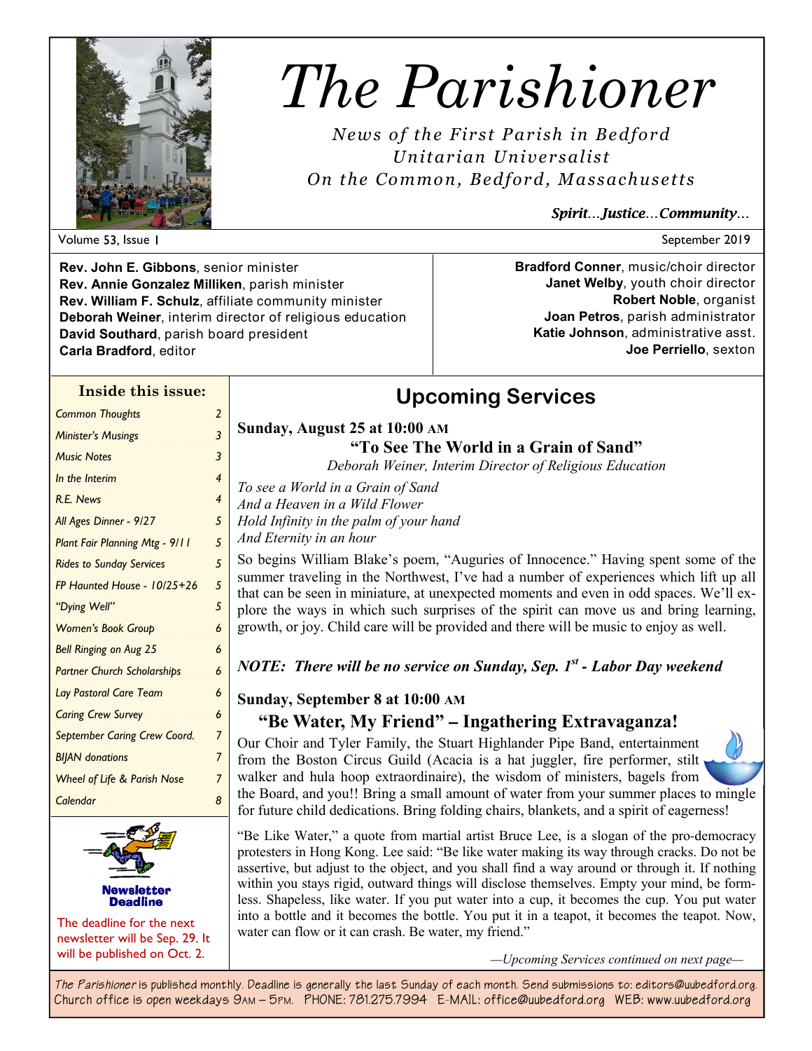# The Parishioner

*News of the First Parish in Bedford*
*Unitarian Universalist*
*On the Common, Bedford, Massachusetts*

***Spirit…Justice…Community…***

Volume 53, Issue 1 — September 2019

**Rev. John E. Gibbons**, senior minister
**Rev. Annie Gonzalez Milliken**, parish minister
**Rev. William F. Schulz**, affiliate community minister
**Deborah Weiner**, interim director of religious education
**David Southard**, parish board president
**Carla Bradford**, editor

**Bradford Conner**, music/choir director
**Janet Welby**, youth choir director
**Robert Noble**, organist
**Joan Petros**, parish administrator
**Katie Johnson**, administrative asst.
**Joe Perriello**, sexton

### Inside this issue:

| | |
|---|---|
| *Common Thoughts* | 2 |
| *Minister's Musings* | 3 |
| *Music Notes* | 3 |
| *In the Interim* | 4 |
| *R.E. News* | 4 |
| *All Ages Dinner - 9/27* | 5 |
| *Plant Fair Planning Mtg - 9/11* | 5 |
| *Rides to Sunday Services* | 5 |
| *FP Haunted House - 10/25+26* | 5 |
| *"Dying Well"* | 5 |
| *Women's Book Group* | 6 |
| *Bell Ringing on Aug 25* | 6 |
| *Partner Church Scholarships* | 6 |
| *Lay Pastoral Care Team* | 6 |
| *Caring Crew Survey* | 6 |
| *September Caring Crew Coord.* | 7 |
| *BIJAN donations* | 7 |
| *Wheel of Life & Parish Nose* | 7 |
| *Calendar* | 8 |

**Newsletter Deadline**

The deadline for the next newsletter will be Sep. 29. It will be published on Oct. 2.

## Upcoming Services

**Sunday, August 25 at 10:00 AM**

**"To See The World in a Grain of Sand"**

*Deborah Weiner, Interim Director of Religious Education*

*To see a World in a Grain of Sand*
*And a Heaven in a Wild Flower*
*Hold Infinity in the palm of your hand*
*And Eternity in an hour*

So begins William Blake's poem, "Auguries of Innocence." Having spent some of the summer traveling in the Northwest, I've had a number of experiences which lift up all that can be seen in miniature, at unexpected moments and even in odd spaces. We'll explore the ways in which such surprises of the spirit can move us and bring learning, growth, or joy. Child care will be provided and there will be music to enjoy as well.

***NOTE: There will be no service on Sunday, Sep. 1st - Labor Day weekend***

**Sunday, September 8 at 10:00 AM**

**"Be Water, My Friend" – Ingathering Extravaganza!**

Our Choir and Tyler Family, the Stuart Highlander Pipe Band, entertainment from the Boston Circus Guild (Acacia is a hat juggler, fire performer, stilt walker and hula hoop extraordinaire), the wisdom of ministers, bagels from the Board, and you!! Bring a small amount of water from your summer places to mingle for future child dedications. Bring folding chairs, blankets, and a spirit of eagerness!

"Be Like Water," a quote from martial artist Bruce Lee, is a slogan of the pro-democracy protesters in Hong Kong. Lee said: "Be like water making its way through cracks. Do not be assertive, but adjust to the object, and you shall find a way around or through it. If nothing within you stays rigid, outward things will disclose themselves. Empty your mind, be formless. Shapeless, like water. If you put water into a cup, it becomes the cup. You put water into a bottle and it becomes the bottle. You put it in a teapot, it becomes the teapot. Now, water can flow or it can crash. Be water, my friend."

*—Upcoming Services continued on next page—*

*The Parishioner* is published monthly. Deadline is generally the last Sunday of each month. Send submissions to: editors@uubedford.org. Church office is open weekdays 9AM – 5PM. PHONE: 781.275.7994 E-MAIL: office@uubedford.org WEB: www.uubedford.org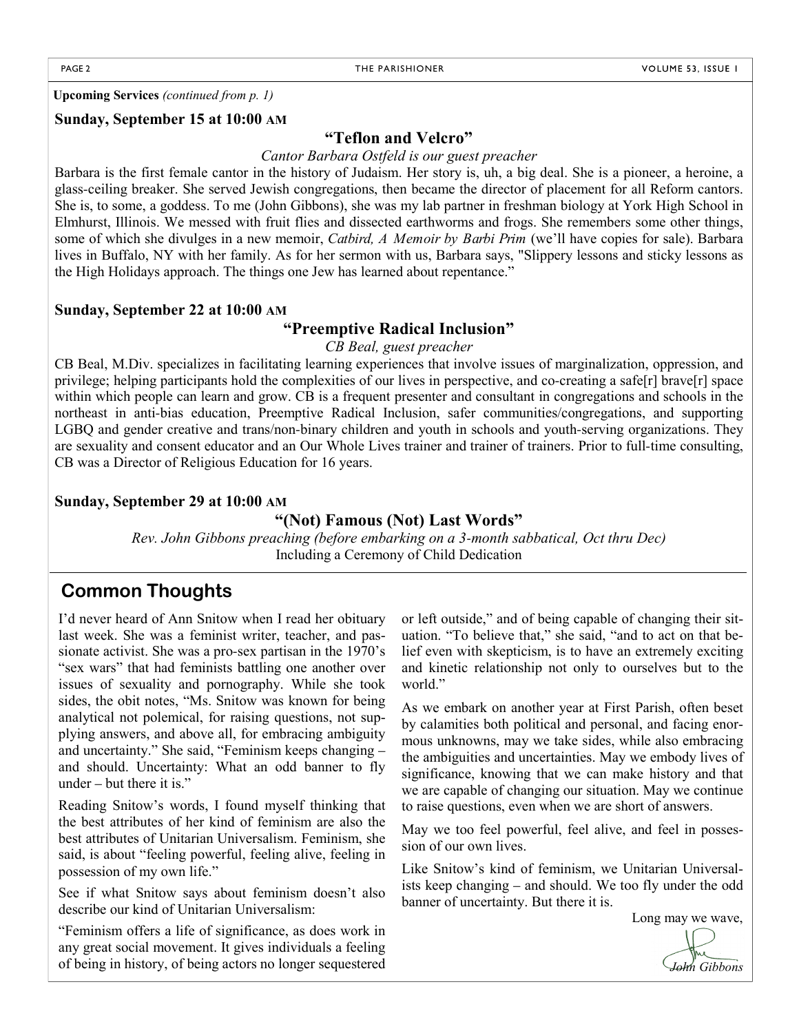**Upcoming Services** *(continued from p. 1)*

**Sunday, September 15 at 10:00 AM**

### "Teflon and Velcro"

*Cantor Barbara Ostfeld is our guest preacher*

Barbara is the first female cantor in the history of Judaism. Her story is, uh, a big deal. She is a pioneer, a heroine, a glass-ceiling breaker. She served Jewish congregations, then became the director of placement for all Reform cantors. She is, to some, a goddess. To me (John Gibbons), she was my lab partner in freshman biology at York High School in Elmhurst, Illinois. We messed with fruit flies and dissected earthworms and frogs. She remembers some other things, some of which she divulges in a new memoir, *Catbird, A Memoir by Barbi Prim* (we'll have copies for sale). Barbara lives in Buffalo, NY with her family. As for her sermon with us, Barbara says, "Slippery lessons and sticky lessons as the High Holidays approach. The things one Jew has learned about repentance."

**Sunday, September 22 at 10:00 AM**

### "Preemptive Radical Inclusion"

*CB Beal, guest preacher*

CB Beal, M.Div. specializes in facilitating learning experiences that involve issues of marginalization, oppression, and privilege; helping participants hold the complexities of our lives in perspective, and co-creating a safe[r] brave[r] space within which people can learn and grow. CB is a frequent presenter and consultant in congregations and schools in the northeast in anti-bias education, Preemptive Radical Inclusion, safer communities/congregations, and supporting LGBQ and gender creative and trans/non-binary children and youth in schools and youth-serving organizations. They are sexuality and consent educator and an Our Whole Lives trainer and trainer of trainers. Prior to full-time consulting, CB was a Director of Religious Education for 16 years.

**Sunday, September 29 at 10:00 AM**

### "(Not) Famous (Not) Last Words"

*Rev. John Gibbons preaching (before embarking on a 3-month sabbatical, Oct thru Dec)*

Including a Ceremony of Child Dedication

## Common Thoughts

I'd never heard of Ann Snitow when I read her obituary last week. She was a feminist writer, teacher, and passionate activist. She was a pro-sex partisan in the 1970's "sex wars" that had feminists battling one another over issues of sexuality and pornography. While she took sides, the obit notes, "Ms. Snitow was known for being analytical not polemical, for raising questions, not supplying answers, and above all, for embracing ambiguity and uncertainty." She said, "Feminism keeps changing – and should. Uncertainty: What an odd banner to fly under – but there it is."

Reading Snitow's words, I found myself thinking that the best attributes of her kind of feminism are also the best attributes of Unitarian Universalism. Feminism, she said, is about "feeling powerful, feeling alive, feeling in possession of my own life."

See if what Snitow says about feminism doesn't also describe our kind of Unitarian Universalism:

"Feminism offers a life of significance, as does work in any great social movement. It gives individuals a feeling of being in history, of being actors no longer sequestered or left outside," and of being capable of changing their situation. "To believe that," she said, "and to act on that belief even with skepticism, is to have an extremely exciting and kinetic relationship not only to ourselves but to the world."

As we embark on another year at First Parish, often beset by calamities both political and personal, and facing enormous unknowns, may we take sides, while also embracing the ambiguities and uncertainties. May we embody lives of significance, knowing that we can make history and that we are capable of changing our situation. May we continue to raise questions, even when we are short of answers.

May we too feel powerful, feel alive, and feel in possession of our own lives.

Like Snitow's kind of feminism, we Unitarian Universalists keep changing – and should. We too fly under the odd banner of uncertainty. But there it is.

Long may we wave,

*John Gibbons*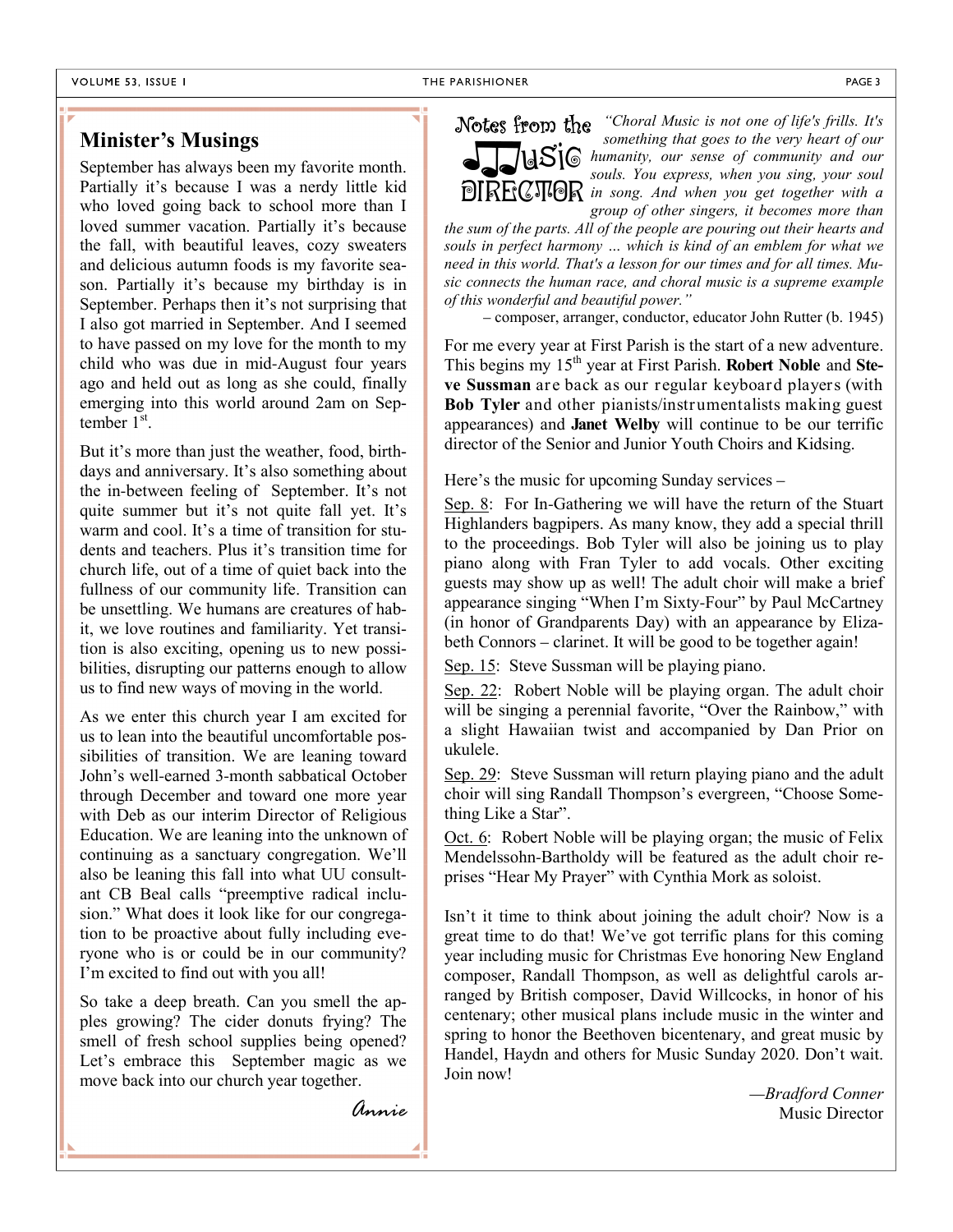## Minister's Musings

September has always been my favorite month. Partially it's because I was a nerdy little kid who loved going back to school more than I loved summer vacation. Partially it's because the fall, with beautiful leaves, cozy sweaters and delicious autumn foods is my favorite season. Partially it's because my birthday is in September. Perhaps then it's not surprising that I also got married in September. And I seemed to have passed on my love for the month to my child who was due in mid-August four years ago and held out as long as she could, finally emerging into this world around 2am on September 1st.

But it's more than just the weather, food, birthdays and anniversary. It's also something about the in-between feeling of September. It's not quite summer but it's not quite fall yet. It's warm and cool. It's a time of transition for students and teachers. Plus it's transition time for church life, out of a time of quiet back into the fullness of our community life. Transition can be unsettling. We humans are creatures of habit, we love routines and familiarity. Yet transition is also exciting, opening us to new possibilities, disrupting our patterns enough to allow us to find new ways of moving in the world.

As we enter this church year I am excited for us to lean into the beautiful uncomfortable possibilities of transition. We are leaning toward John's well-earned 3-month sabbatical October through December and toward one more year with Deb as our interim Director of Religious Education. We are leaning into the unknown of continuing as a sanctuary congregation. We'll also be leaning this fall into what UU consultant CB Beal calls "preemptive radical inclusion." What does it look like for our congregation to be proactive about fully including everyone who is or could be in our community? I'm excited to find out with you all!

So take a deep breath. Can you smell the apples growing? The cider donuts frying? The smell of fresh school supplies being opened? Let's embrace this September magic as we move back into our church year together.

*Annie*

## Notes from the Music Director

*"Choral Music is not one of life's frills. It's something that goes to the very heart of our humanity, our sense of community and our souls. You express, when you sing, your soul in song. And when you get together with a group of other singers, it becomes more than the sum of the parts. All of the people are pouring out their hearts and souls in perfect harmony … which is kind of an emblem for what we need in this world. That's a lesson for our times and for all times. Music connects the human race, and choral music is a supreme example of this wonderful and beautiful power."*

– composer, arranger, conductor, educator John Rutter (b. 1945)

For me every year at First Parish is the start of a new adventure. This begins my 15th year at First Parish. **Robert Noble** and **Steve Sussman** are back as our regular keyboard players (with **Bob Tyler** and other pianists/instrumentalists making guest appearances) and **Janet Welby** will continue to be our terrific director of the Senior and Junior Youth Choirs and Kidsing.

Here's the music for upcoming Sunday services –

Sep. 8: For In-Gathering we will have the return of the Stuart Highlanders bagpipers. As many know, they add a special thrill to the proceedings. Bob Tyler will also be joining us to play piano along with Fran Tyler to add vocals. Other exciting guests may show up as well! The adult choir will make a brief appearance singing "When I'm Sixty-Four" by Paul McCartney (in honor of Grandparents Day) with an appearance by Elizabeth Connors – clarinet. It will be good to be together again!

Sep. 15: Steve Sussman will be playing piano.

Sep. 22: Robert Noble will be playing organ. The adult choir will be singing a perennial favorite, "Over the Rainbow," with a slight Hawaiian twist and accompanied by Dan Prior on ukulele.

Sep. 29: Steve Sussman will return playing piano and the adult choir will sing Randall Thompson's evergreen, "Choose Something Like a Star".

Oct. 6: Robert Noble will be playing organ; the music of Felix Mendelssohn-Bartholdy will be featured as the adult choir reprises "Hear My Prayer" with Cynthia Mork as soloist.

Isn't it time to think about joining the adult choir? Now is a great time to do that! We've got terrific plans for this coming year including music for Christmas Eve honoring New England composer, Randall Thompson, as well as delightful carols arranged by British composer, David Willcocks, in honor of his centenary; other musical plans include music in the winter and spring to honor the Beethoven bicentenary, and great music by Handel, Haydn and others for Music Sunday 2020. Don't wait. Join now!

*—Bradford Conner*
Music Director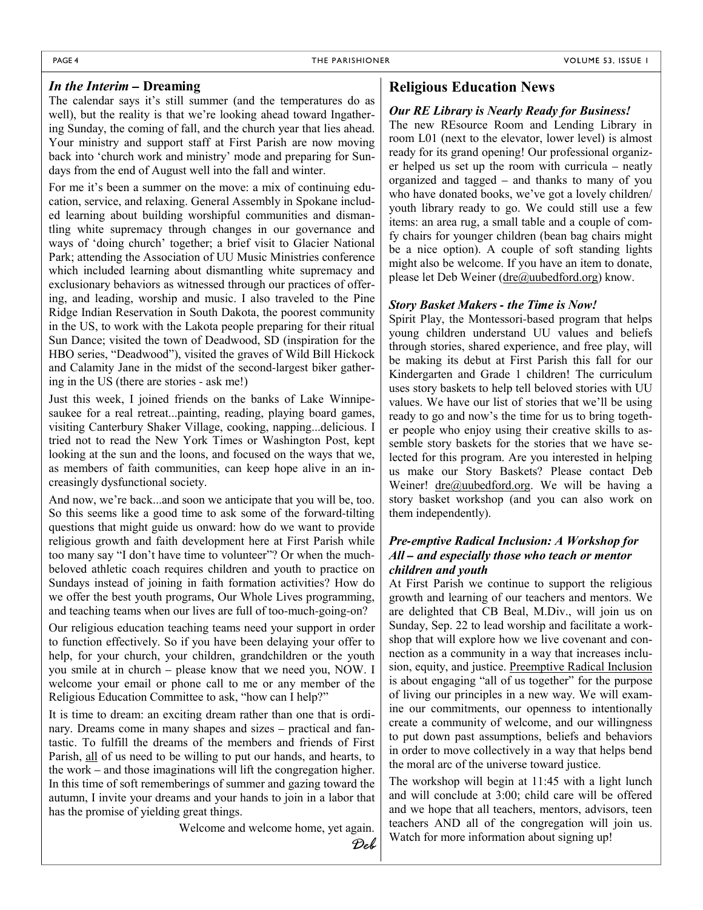## *In the Interim* – Dreaming

The calendar says it's still summer (and the temperatures do as well), but the reality is that we're looking ahead toward Ingathering Sunday, the coming of fall, and the church year that lies ahead. Your ministry and support staff at First Parish are now moving back into 'church work and ministry' mode and preparing for Sundays from the end of August well into the fall and winter.

For me it's been a summer on the move: a mix of continuing education, service, and relaxing. General Assembly in Spokane included learning about building worshipful communities and dismantling white supremacy through changes in our governance and ways of 'doing church' together; a brief visit to Glacier National Park; attending the Association of UU Music Ministries conference which included learning about dismantling white supremacy and exclusionary behaviors as witnessed through our practices of offering, and leading, worship and music. I also traveled to the Pine Ridge Indian Reservation in South Dakota, the poorest community in the US, to work with the Lakota people preparing for their ritual Sun Dance; visited the town of Deadwood, SD (inspiration for the HBO series, "Deadwood"), visited the graves of Wild Bill Hickock and Calamity Jane in the midst of the second-largest biker gathering in the US (there are stories - ask me!)

Just this week, I joined friends on the banks of Lake Winnipesaukee for a real retreat...painting, reading, playing board games, visiting Canterbury Shaker Village, cooking, napping...delicious. I tried not to read the New York Times or Washington Post, kept looking at the sun and the loons, and focused on the ways that we, as members of faith communities, can keep hope alive in an increasingly dysfunctional society.

And now, we're back...and soon we anticipate that you will be, too. So this seems like a good time to ask some of the forward-tilting questions that might guide us onward: how do we want to provide religious growth and faith development here at First Parish while too many say "I don't have time to volunteer"? Or when the much-beloved athletic coach requires children and youth to practice on Sundays instead of joining in faith formation activities? How do we offer the best youth programs, Our Whole Lives programming, and teaching teams when our lives are full of too-much-going-on?

Our religious education teaching teams need your support in order to function effectively. So if you have been delaying your offer to help, for your church, your children, grandchildren or the youth you smile at in church – please know that we need you, NOW. I welcome your email or phone call to me or any member of the Religious Education Committee to ask, "how can I help?"

It is time to dream: an exciting dream rather than one that is ordinary. Dreams come in many shapes and sizes – practical and fantastic. To fulfill the dreams of the members and friends of First Parish, all of us need to be willing to put our hands, and hearts, to the work – and those imaginations will lift the congregation higher. In this time of soft rememberings of summer and gazing toward the autumn, I invite your dreams and your hands to join in a labor that has the promise of yielding great things.

Welcome and welcome home, yet again.

*Deb*

## Religious Education News

### *Our RE Library is Nearly Ready for Business!*

The new REsource Room and Lending Library in room L01 (next to the elevator, lower level) is almost ready for its grand opening! Our professional organizer helped us set up the room with curricula – neatly organized and tagged – and thanks to many of you who have donated books, we've got a lovely children/ youth library ready to go. We could still use a few items: an area rug, a small table and a couple of comfy chairs for younger children (bean bag chairs might be a nice option). A couple of soft standing lights might also be welcome. If you have an item to donate, please let Deb Weiner (dre@uubedford.org) know.

### *Story Basket Makers - the Time is Now!*

Spirit Play, the Montessori-based program that helps young children understand UU values and beliefs through stories, shared experience, and free play, will be making its debut at First Parish this fall for our Kindergarten and Grade 1 children! The curriculum uses story baskets to help tell beloved stories with UU values. We have our list of stories that we'll be using ready to go and now's the time for us to bring together people who enjoy using their creative skills to assemble story baskets for the stories that we have selected for this program. Are you interested in helping us make our Story Baskets? Please contact Deb Weiner! dre@uubedford.org. We will be having a story basket workshop (and you can also work on them independently).

### *Pre-emptive Radical Inclusion: A Workshop for All – and especially those who teach or mentor children and youth*

At First Parish we continue to support the religious growth and learning of our teachers and mentors. We are delighted that CB Beal, M.Div., will join us on Sunday, Sep. 22 to lead worship and facilitate a workshop that will explore how we live covenant and connection as a community in a way that increases inclusion, equity, and justice. Preemptive Radical Inclusion is about engaging "all of us together" for the purpose of living our principles in a new way. We will examine our commitments, our openness to intentionally create a community of welcome, and our willingness to put down past assumptions, beliefs and behaviors in order to move collectively in a way that helps bend the moral arc of the universe toward justice.

The workshop will begin at 11:45 with a light lunch and will conclude at 3:00; child care will be offered and we hope that all teachers, mentors, advisors, teen teachers AND all of the congregation will join us. Watch for more information about signing up!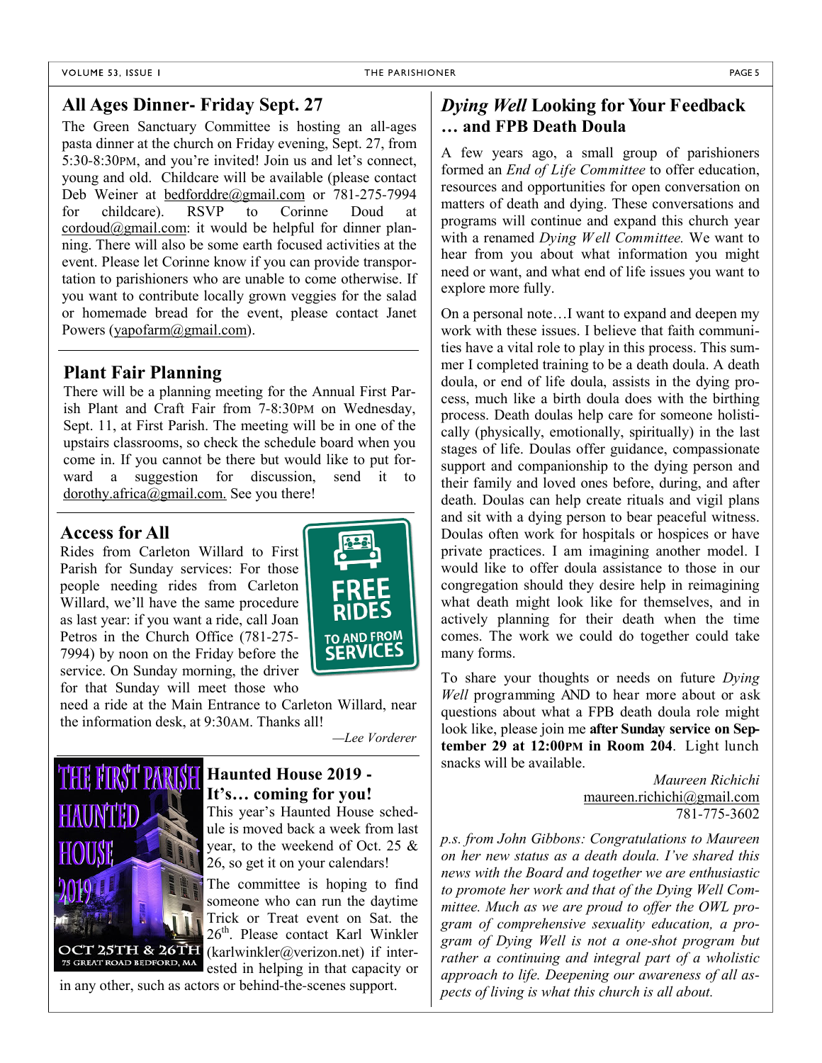## All Ages Dinner- Friday Sept. 27

The Green Sanctuary Committee is hosting an all-ages pasta dinner at the church on Friday evening, Sept. 27, from 5:30-8:30PM, and you're invited! Join us and let's connect, young and old. Childcare will be available (please contact Deb Weiner at bedforddre@gmail.com or 781-275-7994 for childcare). RSVP to Corinne Doud at cordoud@gmail.com: it would be helpful for dinner planning. There will also be some earth focused activities at the event. Please let Corinne know if you can provide transportation to parishioners who are unable to come otherwise. If you want to contribute locally grown veggies for the salad or homemade bread for the event, please contact Janet Powers (yapofarm@gmail.com).

## Plant Fair Planning

There will be a planning meeting for the Annual First Parish Plant and Craft Fair from 7-8:30PM on Wednesday, Sept. 11, at First Parish. The meeting will be in one of the upstairs classrooms, so check the schedule board when you come in. If you cannot be there but would like to put forward a suggestion for discussion, send it to dorothy.africa@gmail.com. See you there!

## Access for All

Rides from Carleton Willard to First Parish for Sunday services: For those people needing rides from Carleton Willard, we'll have the same procedure as last year: if you want a ride, call Joan Petros in the Church Office (781-275-7994) by noon on the Friday before the service. On Sunday morning, the driver for that Sunday will meet those who need a ride at the Main Entrance to Carleton Willard, near the information desk, at 9:30AM. Thanks all!

FREE RIDES TO AND FROM SERVICES

*—Lee Vorderer*

## Haunted House 2019 - It's… coming for you!

THE FIRST PARISH HAUNTED HOUSE 2019 — OCT 25TH & 26TH — 75 GREAT ROAD BEDFORD, MA

This year's Haunted House schedule is moved back a week from last year, to the weekend of Oct. 25 & 26, so get it on your calendars!

The committee is hoping to find someone who can run the daytime Trick or Treat event on Sat. the 26th. Please contact Karl Winkler (karlwinkler@verizon.net) if interested in helping in that capacity or in any other, such as actors or behind-the-scenes support.

## *Dying Well* Looking for Your Feedback … and FPB Death Doula

A few years ago, a small group of parishioners formed an *End of Life Committee* to offer education, resources and opportunities for open conversation on matters of death and dying. These conversations and programs will continue and expand this church year with a renamed *Dying Well Committee.* We want to hear from you about what information you might need or want, and what end of life issues you want to explore more fully.

On a personal note…I want to expand and deepen my work with these issues. I believe that faith communities have a vital role to play in this process. This summer I completed training to be a death doula. A death doula, or end of life doula, assists in the dying process, much like a birth doula does with the birthing process. Death doulas help care for someone holistically (physically, emotionally, spiritually) in the last stages of life. Doulas offer guidance, compassionate support and companionship to the dying person and their family and loved ones before, during, and after death. Doulas can help create rituals and vigil plans and sit with a dying person to bear peaceful witness. Doulas often work for hospitals or hospices or have private practices. I am imagining another model. I would like to offer doula assistance to those in our congregation should they desire help in reimagining what death might look like for themselves, and in actively planning for their death when the time comes. The work we could do together could take many forms.

To share your thoughts or needs on future *Dying Well* programming AND to hear more about or ask questions about what a FPB death doula role might look like, please join me **after Sunday service on September 29 at 12:00PM in Room 204**. Light lunch snacks will be available.

*Maureen Richichi*
maureen.richichi@gmail.com
781-775-3602

*p.s. from John Gibbons: Congratulations to Maureen on her new status as a death doula. I've shared this news with the Board and together we are enthusiastic to promote her work and that of the Dying Well Committee. Much as we are proud to offer the OWL program of comprehensive sexuality education, a program of Dying Well is not a one-shot program but rather a continuing and integral part of a wholistic approach to life. Deepening our awareness of all aspects of living is what this church is all about.*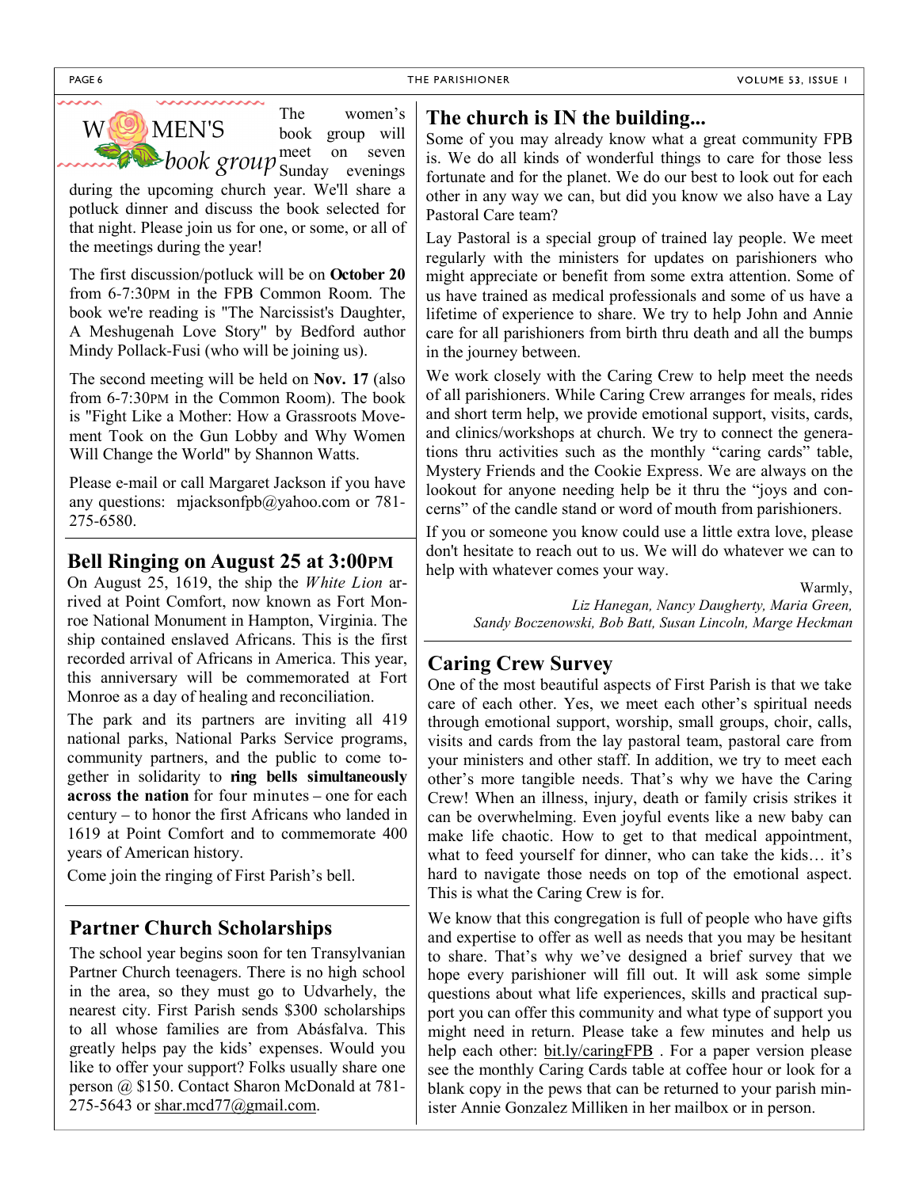## WOMEN'S *book group*

The women's book group will meet on seven Sunday evenings during the upcoming church year. We'll share a potluck dinner and discuss the book selected for that night. Please join us for one, or some, or all of the meetings during the year!

The first discussion/potluck will be on **October 20** from 6-7:30PM in the FPB Common Room. The book we're reading is "The Narcissist's Daughter, A Meshugenah Love Story" by Bedford author Mindy Pollack-Fusi (who will be joining us).

The second meeting will be held on **Nov. 17** (also from 6-7:30PM in the Common Room). The book is "Fight Like a Mother: How a Grassroots Movement Took on the Gun Lobby and Why Women Will Change the World" by Shannon Watts.

Please e-mail or call Margaret Jackson if you have any questions: mjacksonfpb@yahoo.com or 781-275-6580.

## Bell Ringing on August 25 at 3:00PM

On August 25, 1619, the ship the *White Lion* arrived at Point Comfort, now known as Fort Monroe National Monument in Hampton, Virginia. The ship contained enslaved Africans. This is the first recorded arrival of Africans in America. This year, this anniversary will be commemorated at Fort Monroe as a day of healing and reconciliation.

The park and its partners are inviting all 419 national parks, National Parks Service programs, community partners, and the public to come together in solidarity to **ring bells simultaneously across the nation** for four minutes – one for each century – to honor the first Africans who landed in 1619 at Point Comfort and to commemorate 400 years of American history.

Come join the ringing of First Parish's bell.

## Partner Church Scholarships

The school year begins soon for ten Transylvanian Partner Church teenagers. There is no high school in the area, so they must go to Udvarhely, the nearest city. First Parish sends $300 scholarships to all whose families are from Abásfalva. This greatly helps pay the kids' expenses. Would you like to offer your support? Folks usually share one person @ $150. Contact Sharon McDonald at 781-275-5643 or shar.mcd77@gmail.com.

## The church is IN the building...

Some of you may already know what a great community FPB is. We do all kinds of wonderful things to care for those less fortunate and for the planet. We do our best to look out for each other in any way we can, but did you know we also have a Lay Pastoral Care team?

Lay Pastoral is a special group of trained lay people. We meet regularly with the ministers for updates on parishioners who might appreciate or benefit from some extra attention. Some of us have trained as medical professionals and some of us have a lifetime of experience to share. We try to help John and Annie care for all parishioners from birth thru death and all the bumps in the journey between.

We work closely with the Caring Crew to help meet the needs of all parishioners. While Caring Crew arranges for meals, rides and short term help, we provide emotional support, visits, cards, and clinics/workshops at church. We try to connect the generations thru activities such as the monthly "caring cards" table, Mystery Friends and the Cookie Express. We are always on the lookout for anyone needing help be it thru the "joys and concerns" of the candle stand or word of mouth from parishioners.

If you or someone you know could use a little extra love, please don't hesitate to reach out to us. We will do whatever we can to help with whatever comes your way.

Warmly,

*Liz Hanegan, Nancy Daugherty, Maria Green, Sandy Boczenowski, Bob Batt, Susan Lincoln, Marge Heckman*

## Caring Crew Survey

One of the most beautiful aspects of First Parish is that we take care of each other. Yes, we meet each other's spiritual needs through emotional support, worship, small groups, choir, calls, visits and cards from the lay pastoral team, pastoral care from your ministers and other staff. In addition, we try to meet each other's more tangible needs. That's why we have the Caring Crew! When an illness, injury, death or family crisis strikes it can be overwhelming. Even joyful events like a new baby can make life chaotic. How to get to that medical appointment, what to feed yourself for dinner, who can take the kids… it's hard to navigate those needs on top of the emotional aspect. This is what the Caring Crew is for.

We know that this congregation is full of people who have gifts and expertise to offer as well as needs that you may be hesitant to share. That's why we've designed a brief survey that we hope every parishioner will fill out. It will ask some simple questions about what life experiences, skills and practical support you can offer this community and what type of support you might need in return. Please take a few minutes and help us help each other: bit.ly/caringFPB . For a paper version please see the monthly Caring Cards table at coffee hour or look for a blank copy in the pews that can be returned to your parish minister Annie Gonzalez Milliken in her mailbox or in person.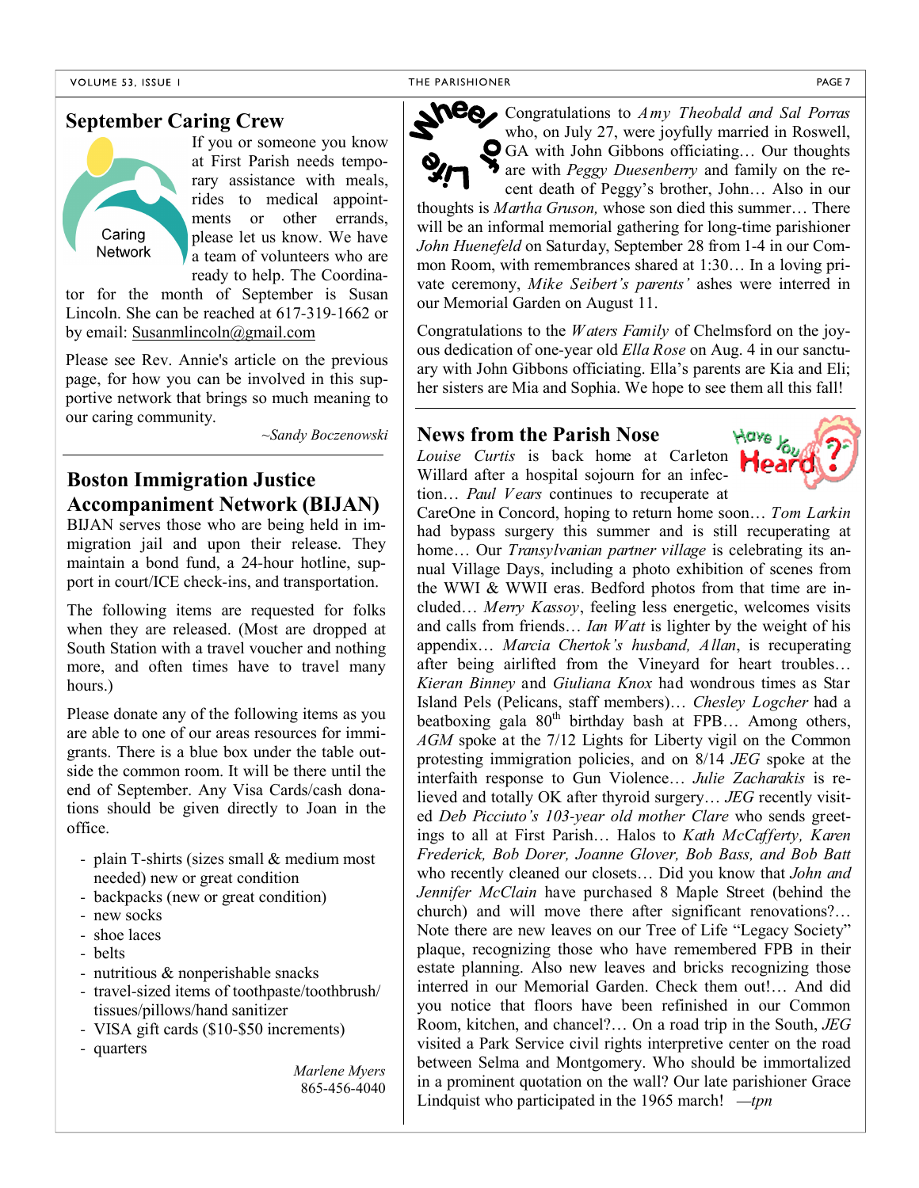## September Caring Crew

If you or someone you know at First Parish needs temporary assistance with meals, rides to medical appointments or other errands, please let us know. We have a team of volunteers who are ready to help. The Coordinator for the month of September is Susan Lincoln. She can be reached at 617-319-1662 or by email: Susanmlincoln@gmail.com

Please see Rev. Annie's article on the previous page, for how you can be involved in this supportive network that brings so much meaning to our caring community.

*~Sandy Boczenowski*

## Boston Immigration Justice Accompaniment Network (BIJAN)

BIJAN serves those who are being held in immigration jail and upon their release. They maintain a bond fund, a 24-hour hotline, support in court/ICE check-ins, and transportation.

The following items are requested for folks when they are released. (Most are dropped at South Station with a travel voucher and nothing more, and often times have to travel many hours.)

Please donate any of the following items as you are able to one of our areas resources for immigrants. There is a blue box under the table outside the common room. It will be there until the end of September. Any Visa Cards/cash donations should be given directly to Joan in the office.

- plain T-shirts (sizes small & medium most needed) new or great condition
- backpacks (new or great condition)
- new socks
- shoe laces
- belts
- nutritious & nonperishable snacks
- travel-sized items of toothpaste/toothbrush/ tissues/pillows/hand sanitizer
- VISA gift cards ($10-$50 increments)
- quarters

*Marlene Myers*
865-456-4040

## Wheel of Life

Congratulations to *Amy Theobald and Sal Porras* who, on July 27, were joyfully married in Roswell, GA with John Gibbons officiating… Our thoughts are with *Peggy Duesenberry* and family on the recent death of Peggy's brother, John… Also in our thoughts is *Martha Gruson,* whose son died this summer… There will be an informal memorial gathering for long-time parishioner *John Huenefeld* on Saturday, September 28 from 1-4 in our Common Room, with remembrances shared at 1:30… In a loving private ceremony, *Mike Seibert's parents'* ashes were interred in our Memorial Garden on August 11.

Congratulations to the *Waters Family* of Chelmsford on the joyous dedication of one-year old *Ella Rose* on Aug. 4 in our sanctuary with John Gibbons officiating. Ella's parents are Kia and Eli; her sisters are Mia and Sophia. We hope to see them all this fall!

## News from the Parish Nose

*Louise Curtis* is back home at Carleton Willard after a hospital sojourn for an infection… *Paul Vears* continues to recuperate at CareOne in Concord, hoping to return home soon… *Tom Larkin* had bypass surgery this summer and is still recuperating at home… Our *Transylvanian partner village* is celebrating its annual Village Days, including a photo exhibition of scenes from the WWI & WWII eras. Bedford photos from that time are included… *Merry Kassoy*, feeling less energetic, welcomes visits and calls from friends… *Ian Watt* is lighter by the weight of his appendix… *Marcia Chertok's husband, Allan*, is recuperating after being airlifted from the Vineyard for heart troubles… *Kieran Binney* and *Giuliana Knox* had wondrous times as Star Island Pels (Pelicans, staff members)… *Chesley Logcher* had a beatboxing gala 80th birthday bash at FPB… Among others, *AGM* spoke at the 7/12 Lights for Liberty vigil on the Common protesting immigration policies, and on 8/14 *JEG* spoke at the interfaith response to Gun Violence… *Julie Zacharakis* is relieved and totally OK after thyroid surgery… *JEG* recently visited *Deb Picciuto's 103-year old mother Clare* who sends greetings to all at First Parish… Halos to *Kath McCafferty, Karen Frederick, Bob Dorer, Joanne Glover, Bob Bass, and Bob Batt* who recently cleaned our closets… Did you know that *John and Jennifer McClain* have purchased 8 Maple Street (behind the church) and will move there after significant renovations?… Note there are new leaves on our Tree of Life "Legacy Society" plaque, recognizing those who have remembered FPB in their estate planning. Also new leaves and bricks recognizing those interred in our Memorial Garden. Check them out!… And did you notice that floors have been refinished in our Common Room, kitchen, and chancel?… On a road trip in the South, *JEG* visited a Park Service civil rights interpretive center on the road between Selma and Montgomery. Who should be immortalized in a prominent quotation on the wall? Our late parishioner Grace Lindquist who participated in the 1965 march! *—tpn*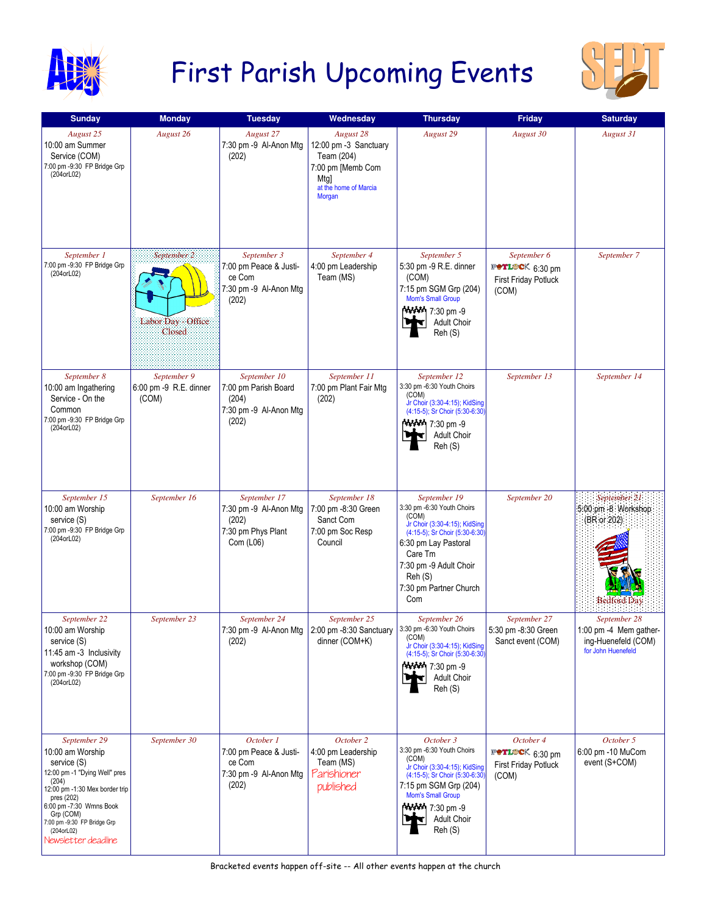# First Parish Upcoming Events

| Sunday | Monday | Tuesday | Wednesday | Thursday | Friday | Saturday |
| --- | --- | --- | --- | --- | --- | --- |
| *August 25*<br>10:00 am Summer Service (COM)<br>7:00 pm -9:30 FP Bridge Grp (204orL02) | *August 26* | *August 27*<br>7:30 pm -9 Al-Anon Mtg (202) | *August 28*<br>12:00 pm -3 Sanctuary Team (204)<br>7:00 pm [Memb Com Mtg]<br>at the home of Marcia Morgan | *August 29* | *August 30* | *August 31* |
| *September 1*<br>7:00 pm -9:30 FP Bridge Grp (204orL02) | *September 2*<br>Labor Day - Office Closed | *September 3*<br>7:00 pm Peace & Justice Com<br>7:30 pm -9 Al-Anon Mtg (202) | *September 4*<br>4:00 pm Leadership Team (MS) | *September 5*<br>5:30 pm -9 R.E. dinner (COM)<br>7:15 pm SGM Grp (204)<br>Mom's Small Group<br>7:30 pm -9 Adult Choir Reh (S) | *September 6*<br>POTLUCK 6:30 pm First Friday Potluck (COM) | *September 7* |
| *September 8*<br>10:00 am Ingathering Service - On the Common<br>7:00 pm -9:30 FP Bridge Grp (204orL02) | *September 9*<br>6:00 pm -9 R.E. dinner (COM) | *September 10*<br>7:00 pm Parish Board (204)<br>7:30 pm -9 Al-Anon Mtg (202) | *September 11*<br>7:00 pm Plant Fair Mtg (202) | *September 12*<br>3:30 pm -6:30 Youth Choirs (COM)<br>Jr Choir (3:30-4:15); KidSing (4:15-5); Sr Choir (5:30-6:30)<br>7:30 pm -9 Adult Choir Reh (S) | *September 13* | *September 14* |
| *September 15*<br>10:00 am Worship service (S)<br>7:00 pm -9:30 FP Bridge Grp (204orL02) | *September 16* | *September 17*<br>7:30 pm -9 Al-Anon Mtg (202)<br>7:30 pm Phys Plant Com (L06) | *September 18*<br>7:00 pm -8:30 Green Sanct Com<br>7:00 pm Soc Resp Council | *September 19*<br>3:30 pm -6:30 Youth Choirs (COM)<br>Jr Choir (3:30-4:15); KidSing (4:15-5); Sr Choir (5:30-6:30)<br>6:30 pm Lay Pastoral Care Tm<br>7:30 pm -9 Adult Choir Reh (S)<br>7:30 pm Partner Church Com | *September 20* | *September 21*<br>5:00 pm -8 Workshop (BR or 202)<br>Bedford Day |
| *September 22*<br>10:00 am Worship service (S)<br>11:45 am -3 Inclusivity workshop (COM)<br>7:00 pm -9:30 FP Bridge Grp (204orL02) | *September 23* | *September 24*<br>7:30 pm -9 Al-Anon Mtg (202) | *September 25*<br>2:00 pm -8:30 Sanctuary dinner (COM+K) | *September 26*<br>3:30 pm -6:30 Youth Choirs (COM)<br>Jr Choir (3:30-4:15); KidSing (4:15-5); Sr Choir (5:30-6:30)<br>7:30 pm -9 Adult Choir Reh (S) | *September 27*<br>5:30 pm -8:30 Green Sanct event (COM) | *September 28*<br>1:00 pm -4 Mem gathering-Huenefeld (COM)<br>for John Huenefeld |
| *September 29*<br>10:00 am Worship service (S)<br>12:00 pm -1 "Dying Well" pres (204)<br>12:00 pm -1:30 Mex border trip pres (202)<br>6:00 pm -7:30 Wmns Book Grp (COM)<br>7:00 pm -9:30 FP Bridge Grp (204orL02)<br>Newsletter deadline | *September 30* | *October 1*<br>7:00 pm Peace & Justice Com<br>7:30 pm -9 Al-Anon Mtg (202) | *October 2*<br>4:00 pm Leadership Team (MS)<br>Parishioner published | *October 3*<br>3:30 pm -6:30 Youth Choirs (COM)<br>Jr Choir (3:30-4:15); KidSing (4:15-5); Sr Choir (5:30-6:30)<br>7:15 pm SGM Grp (204)<br>Mom's Small Group<br>7:30 pm -9 Adult Choir Reh (S) | *October 4*<br>POTLUCK 6:30 pm First Friday Potluck (COM) | *October 5*<br>6:00 pm -10 MuCom event (S+COM) |

Bracketed events happen off-site -- All other events happen at the church